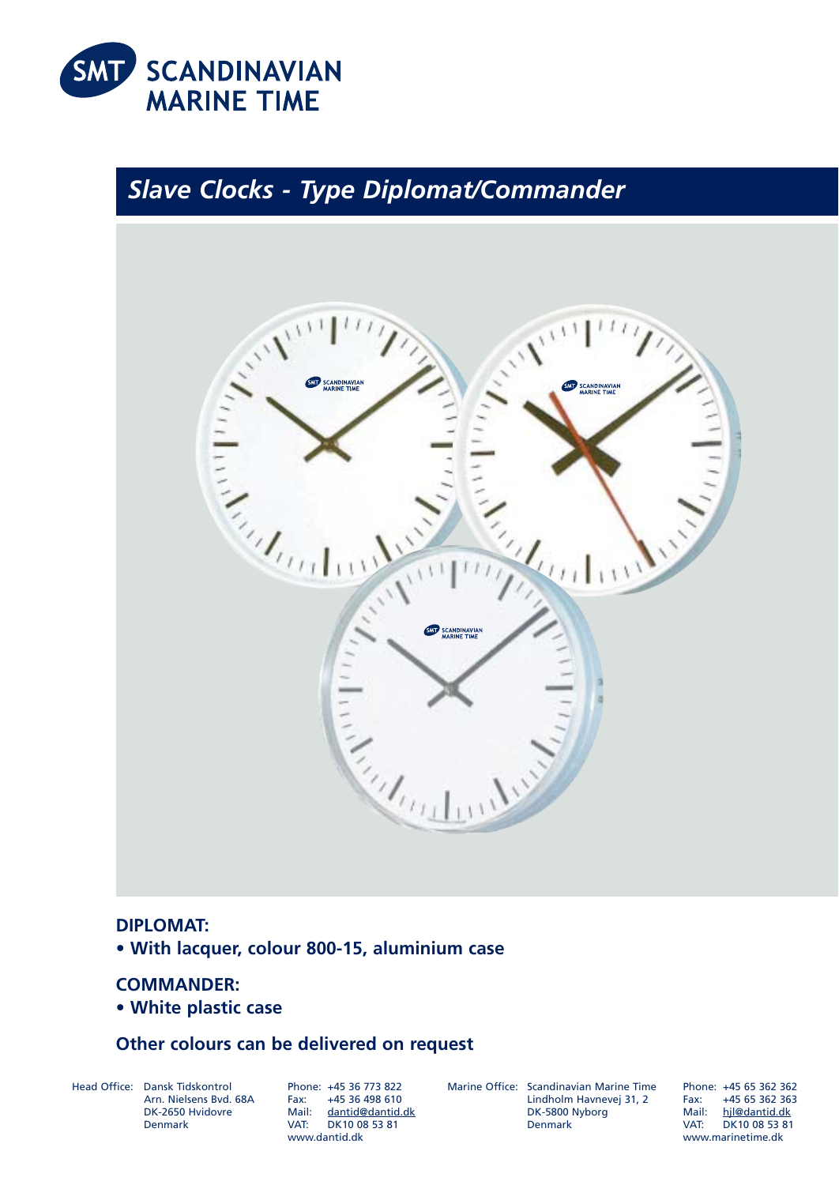SMT SCANDINAVIAN MARINE TIME

# Slave Clocks - Type Diplomat/Commander

**DIPLOMAT:**

- **With lacquer, colour 800-15, aluminium case**

**COMMANDER:**

- **White plastic case**

**Other colours can be delivered on request**

Head Office: Dansk Tidskontrol
Arn. Nielsens Bvd. 68A
DK-2650 Hvidovre
Denmark

Phone: +45 36 773 822
Fax: +45 36 498 610
Mail: dantid@dantid.dk
VAT: DK10 08 53 81
www.dantid.dk

Marine Office: Scandinavian Marine Time
Lindholm Havnevej 31, 2
DK-5800 Nyborg
Denmark

Phone: +45 65 362 362
Fax: +45 65 362 363
Mail: hjl@dantid.dk
VAT: DK10 08 53 81
www.marinetime.dk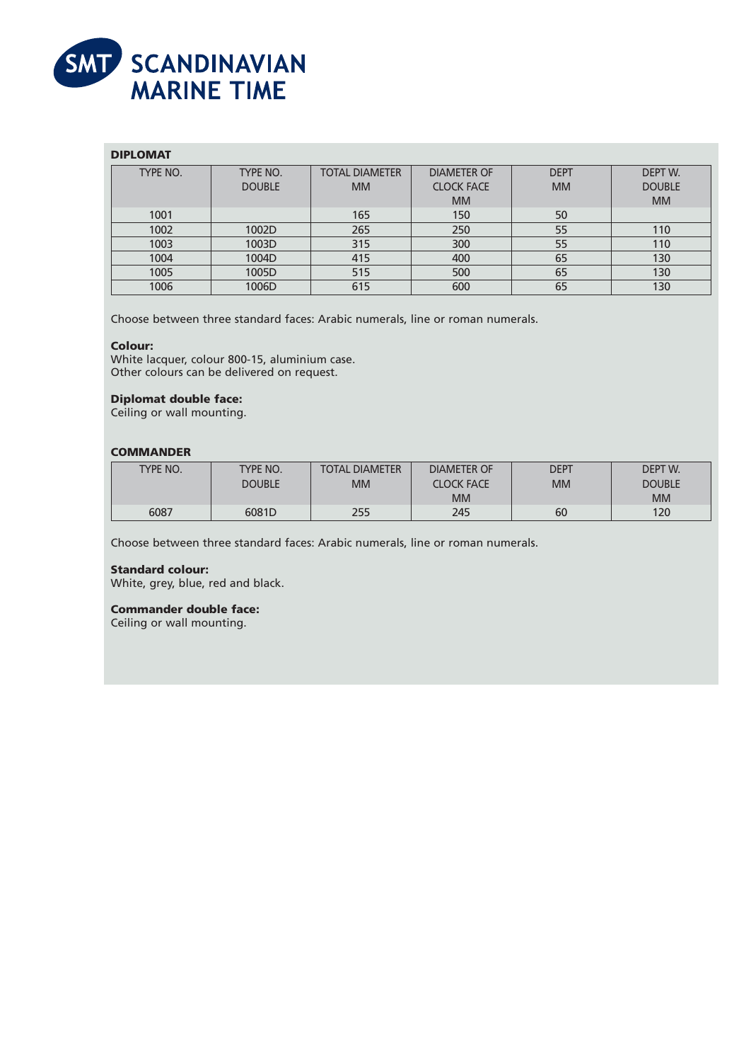**SMT SCANDINAVIAN MARINE TIME**

## DIPLOMAT

| TYPE NO. | TYPE NO. DOUBLE | TOTAL DIAMETER MM | DIAMETER OF CLOCK FACE MM | DEPT MM | DEPT W. DOUBLE MM |
|---|---|---|---|---|---|
| 1001 | | 165 | 150 | 50 | |
| 1002 | 1002D | 265 | 250 | 55 | 110 |
| 1003 | 1003D | 315 | 300 | 55 | 110 |
| 1004 | 1004D | 415 | 400 | 65 | 130 |
| 1005 | 1005D | 515 | 500 | 65 | 130 |
| 1006 | 1006D | 615 | 600 | 65 | 130 |

Choose between three standard faces: Arabic numerals, line or roman numerals.

**Colour:**
White lacquer, colour 800-15, aluminium case.
Other colours can be delivered on request.

**Diplomat double face:**
Ceiling or wall mounting.

## COMMANDER

| TYPE NO. | TYPE NO. DOUBLE | TOTAL DIAMETER MM | DIAMETER OF CLOCK FACE MM | DEPT MM | DEPT W. DOUBLE MM |
|---|---|---|---|---|---|
| 6087 | 6081D | 255 | 245 | 60 | 120 |

Choose between three standard faces: Arabic numerals, line or roman numerals.

**Standard colour:**
White, grey, blue, red and black.

**Commander double face:**
Ceiling or wall mounting.